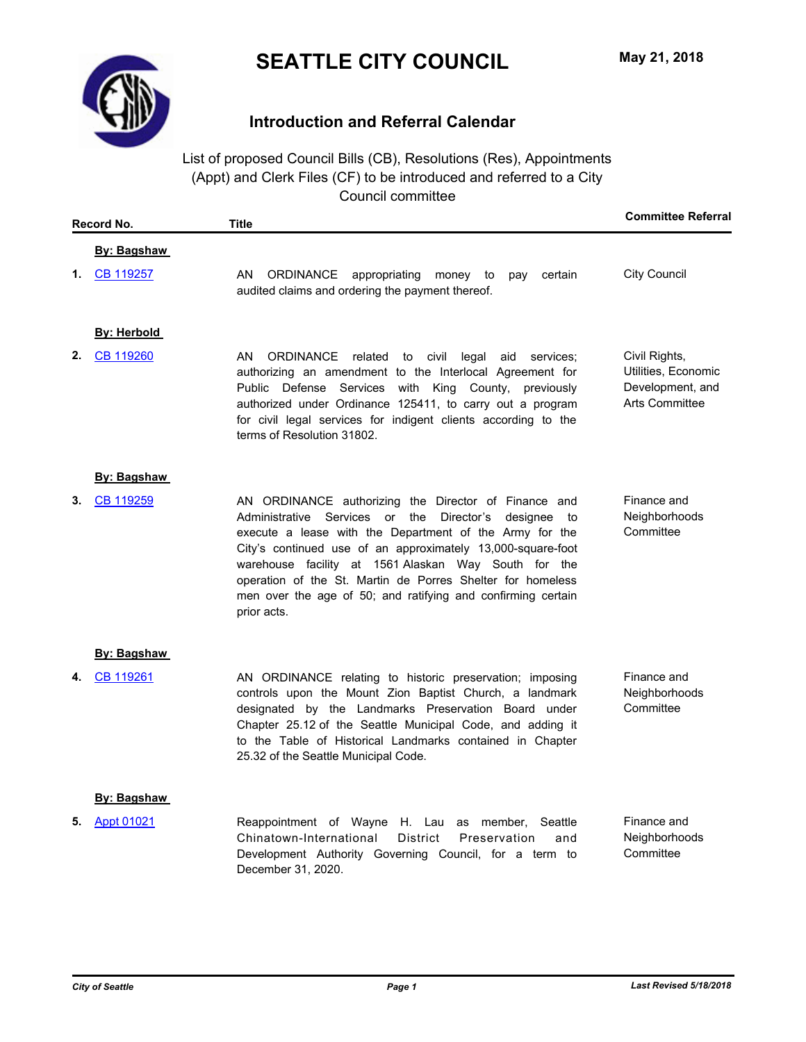# SEATTLE CITY COUNCIL

May 21, 2018

## Introduction and Referral Calendar

List of proposed Council Bills (CB), Resolutions (Res), Appointments (Appt) and Clerk Files (CF) to be introduced and referred to a City Council committee

| | Record No. | Title | Committee Referral |
|---|---|---|---|
| | **By: Bagshaw** | | |
| **1.** | CB 119257 | AN ORDINANCE appropriating money to pay certain audited claims and ordering the payment thereof. | City Council |
| | **By: Herbold** | | |
| **2.** | CB 119260 | AN ORDINANCE related to civil legal aid services; authorizing an amendment to the Interlocal Agreement for Public Defense Services with King County, previously authorized under Ordinance 125411, to carry out a program for civil legal services for indigent clients according to the terms of Resolution 31802. | Civil Rights, Utilities, Economic Development, and Arts Committee |
| | **By: Bagshaw** | | |
| **3.** | CB 119259 | AN ORDINANCE authorizing the Director of Finance and Administrative Services or the Director's designee to execute a lease with the Department of the Army for the City's continued use of an approximately 13,000-square-foot warehouse facility at 1561 Alaskan Way South for the operation of the St. Martin de Porres Shelter for homeless men over the age of 50; and ratifying and confirming certain prior acts. | Finance and Neighborhoods Committee |
| | **By: Bagshaw** | | |
| **4.** | CB 119261 | AN ORDINANCE relating to historic preservation; imposing controls upon the Mount Zion Baptist Church, a landmark designated by the Landmarks Preservation Board under Chapter 25.12 of the Seattle Municipal Code, and adding it to the Table of Historical Landmarks contained in Chapter 25.32 of the Seattle Municipal Code. | Finance and Neighborhoods Committee |
| | **By: Bagshaw** | | |
| **5.** | Appt 01021 | Reappointment of Wayne H. Lau as member, Seattle Chinatown-International District Preservation and Development Authority Governing Council, for a term to December 31, 2020. | Finance and Neighborhoods Committee |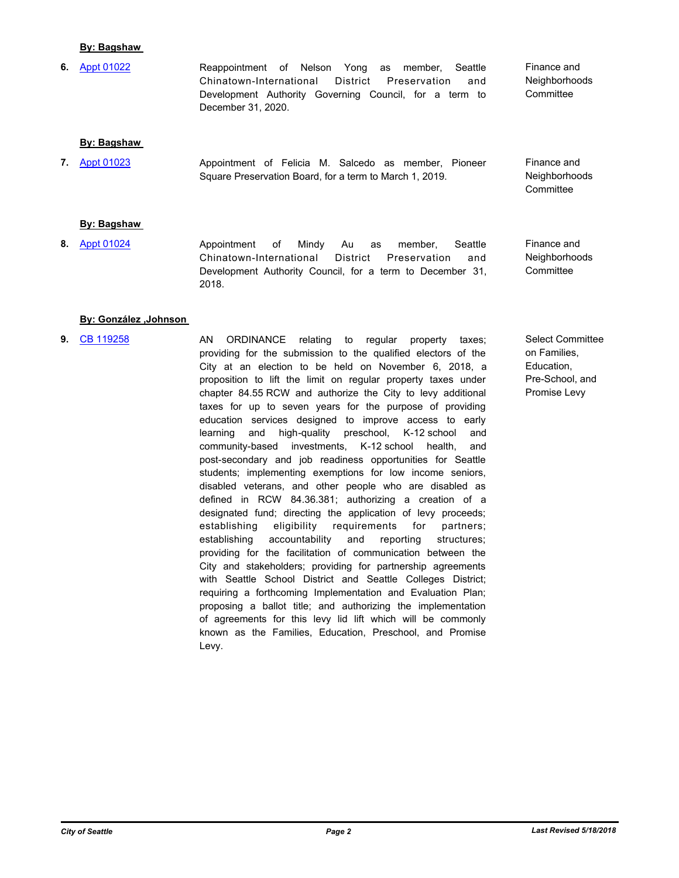**By: Bagshaw**

| | | | |
|---|---|---|---|
| **6.** | Appt 01022 | Reappointment of Nelson Yong as member, Seattle Chinatown-International District Preservation and Development Authority Governing Council, for a term to December 31, 2020. | Finance and Neighborhoods Committee |

**By: Bagshaw**

| | | | |
|---|---|---|---|
| **7.** | Appt 01023 | Appointment of Felicia M. Salcedo as member, Pioneer Square Preservation Board, for a term to March 1, 2019. | Finance and Neighborhoods Committee |

**By: Bagshaw**

| | | | |
|---|---|---|---|
| **8.** | Appt 01024 | Appointment of Mindy Au as member, Seattle Chinatown-International District Preservation and Development Authority Council, for a term to December 31, 2018. | Finance and Neighborhoods Committee |

**By: González ,Johnson**

| | | | |
|---|---|---|---|
| **9.** | CB 119258 | AN ORDINANCE relating to regular property taxes; providing for the submission to the qualified electors of the City at an election to be held on November 6, 2018, a proposition to lift the limit on regular property taxes under chapter 84.55 RCW and authorize the City to levy additional taxes for up to seven years for the purpose of providing education services designed to improve access to early learning and high-quality preschool, K-12 school and community-based investments, K-12 school health, and post-secondary and job readiness opportunities for Seattle students; implementing exemptions for low income seniors, disabled veterans, and other people who are disabled as defined in RCW 84.36.381; authorizing a creation of a designated fund; directing the application of levy proceeds; establishing eligibility requirements for partners; establishing accountability and reporting structures; providing for the facilitation of communication between the City and stakeholders; providing for partnership agreements with Seattle School District and Seattle Colleges District; requiring a forthcoming Implementation and Evaluation Plan; proposing a ballot title; and authorizing the implementation of agreements for this levy lid lift which will be commonly known as the Families, Education, Preschool, and Promise Levy. | Select Committee on Families, Education, Pre-School, and Promise Levy |